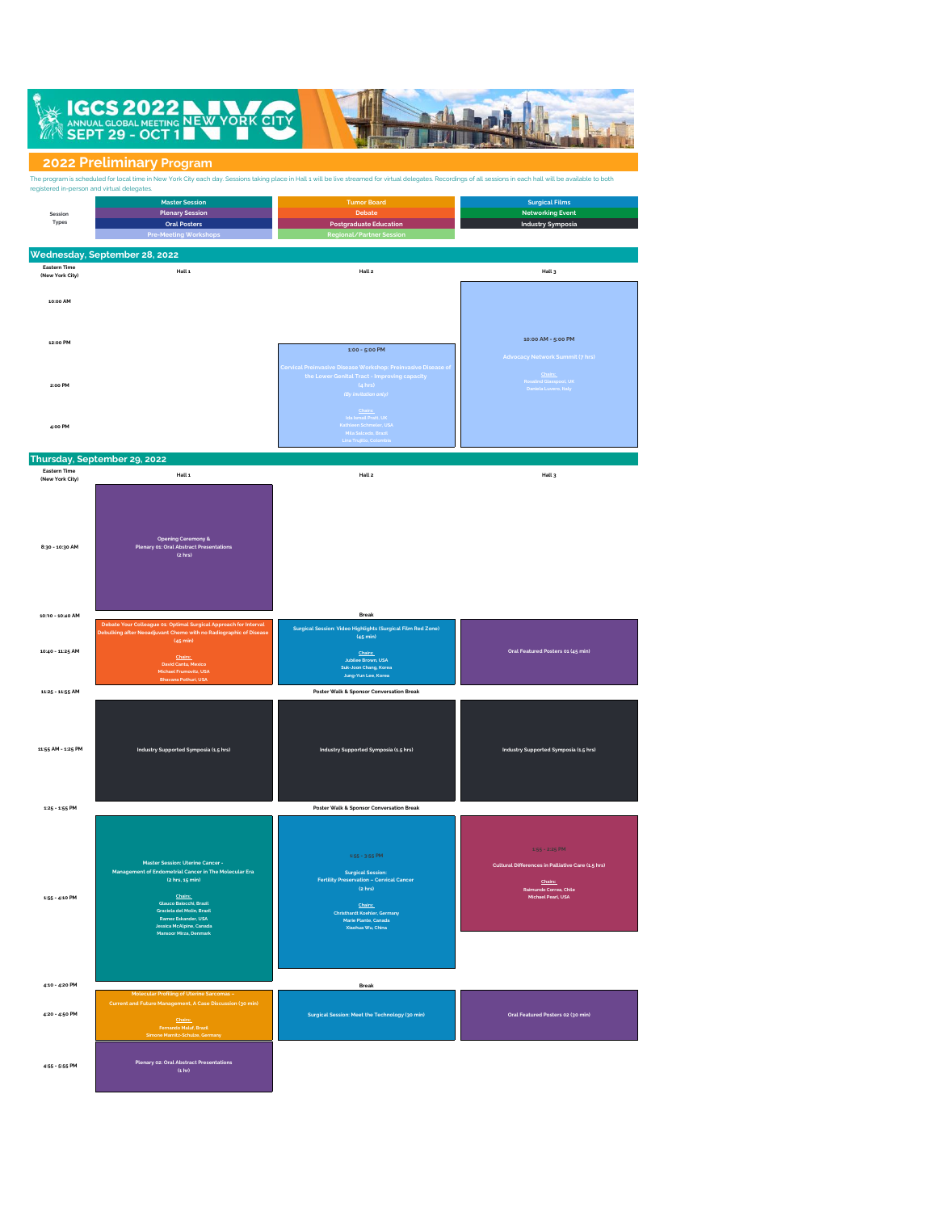# IGCS 2022 ANNUAL GLOBAL MEETING NEW YORK CITY SEPT 29 - OCT 1

## 2022 Preliminary Program

The program is scheduled for local time in New York City each day. Sessions taking place in Hall 1 will be live streamed for virtual delegates. Recordings of all sessions in each hall will be available to both registered in-person and virtual delegates.

| Session Types | | | |
|---|---|---|---|
| | Master Session | Tumor Board | Surgical Films |
| | Plenary Session | Debate | Networking Event |
| | Oral Posters | Postgraduate Education | Industry Symposia |
| | Pre-Meeting Workshops | Regional/Partner Session | |

### Wednesday, September 28, 2022

| Eastern Time (New York City) | Hall 1 | Hall 2 | Hall 3 |
|---|---|---|---|
| 10:00 AM – 4:00 PM | | 1:00 - 5:00 PM<br>Cervical Preinvasive Disease Workshop: Preinvasive Disease of the Lower Genital Tract - Improving capacity (4 hrs)<br>*(By invitation only)*<br>Chairs:<br>Ida Ismail Pratt, UK<br>Kathleen Schmeler, USA<br>Mila Salcedo, Brazil<br>Lina Trujillo, Colombia | 10:00 AM - 5:00 PM<br>Advocacy Network Summit (7 hrs)<br>Chairs:<br>Rosalind Glasspool, UK<br>Daniela Luvero, Italy |

### Thursday, September 29, 2022

| Eastern Time (New York City) | Hall 1 | Hall 2 | Hall 3 |
|---|---|---|---|
| 8:30 - 10:30 AM | Opening Ceremony & Plenary 01: Oral Abstract Presentations (2 hrs) | | |
| 10:30 - 10:40 AM | | Break | |
| 10:40 - 11:25 AM | Debate Your Colleague 01: Optimal Surgical Approach for Interval Debulking after Neoadjuvant Chemo with no Radiographic of Disease (45 min)<br>Chairs:<br>David Cantu, Mexico<br>Michael Frumovitz, USA<br>Bhavana Pothuri, USA | Surgical Session: Video Highlights (Surgical Film Red Zone) (45 min)<br>Chairs:<br>Jubilee Brown, USA<br>Suk-Joon Chang, Korea<br>Jung-Yun Lee, Korea | Oral Featured Posters 01 (45 min) |
| 11:25 - 11:55 AM | | Poster Walk & Sponsor Conversation Break | |
| 11:55 AM - 1:25 PM | Industry Supported Symposia (1.5 hrs) | Industry Supported Symposia (1.5 hrs) | Industry Supported Symposia (1.5 hrs) |
| 1:25 - 1:55 PM | | Poster Walk & Sponsor Conversation Break | |
| 1:55 - 4:10 PM | Master Session: Uterine Cancer - Management of Endometrial Cancer in The Molecular Era (2 hrs, 15 min)<br>Chairs:<br>Glauco Baiocchi, Brazil<br>Graciela del Molin, Brazil<br>Ramez Eskander, USA<br>Jessica McAlpine, Canada<br>Mansoor Mirza, Denmark | 1:55 - 3:55 PM<br>Surgical Session: Fertility Preservation – Cervical Cancer (2 hrs)<br>Chairs:<br>Christhardt Koehler, Germany<br>Marie Plante, Canada<br>Xiaohua Wu, China | 1:55 - 3:25 PM<br>Cultural Differences in Palliative Care (1.5 hrs)<br>Chairs:<br>Raimundo Correa, Chile<br>Michael Pearl, USA |
| 4:10 - 4:20 PM | | Break | |
| 4:20 - 4:50 PM | Molecular Profiling of Uterine Sarcomas - Current and Future Management. A Case Discussion (30 min)<br>Chairs:<br>Fernando Maluf, Brazil<br>Simone Marnitz-Schulze, Germany | Surgical Session: Meet the Technology (30 min) | Oral Featured Posters 02 (30 min) |
| 4:55 - 5:55 PM | Plenary 02: Oral Abstract Presentations (1 hr) | | |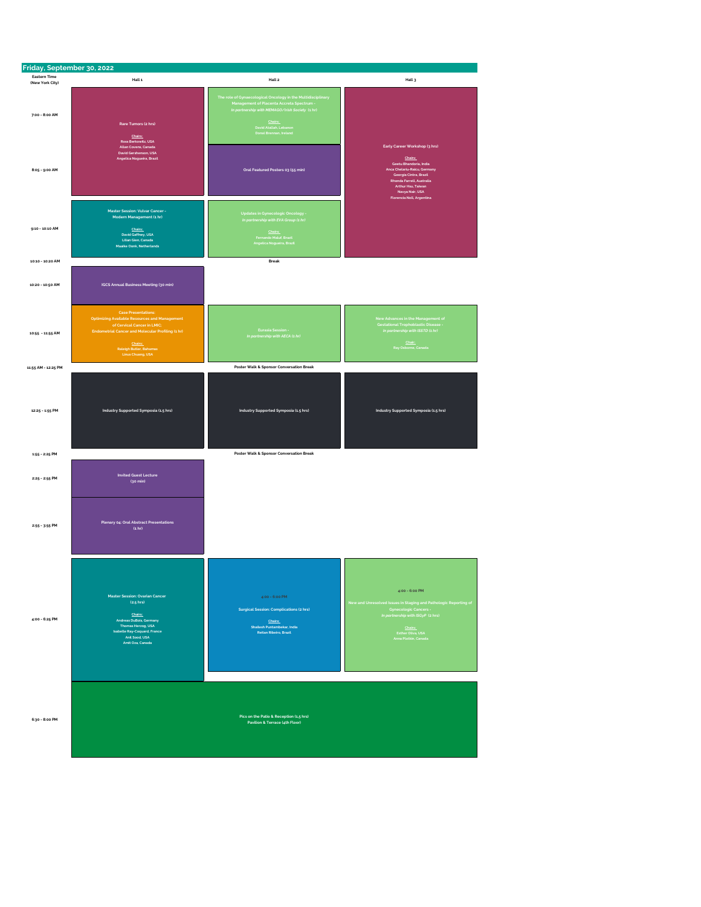## Friday, September 30, 2022

| Eastern Time (New York City) | Hall 1 | Hall 2 | Hall 3 |
|---|---|---|---|
| 7:00 - 8:00 AM | **Rare Tumors (2 hrs)**<br>Chairs:<br>Ross Berkowitz, USA<br>Allan Covens, Canada<br>David Gershenson, USA<br>Angelica Nogueira, Brazil | **The role of Gynaecological Oncology in the Multidisciplinary Management of Placenta Accreta Spectrum -** *In partnership with MEMAGO/Irish Society (1 hr)*<br>Chairs:<br>David Atallah, Lebanon<br>Donal Brennan, Ireland | **Early Career Workshop (3 hrs)**<br>Chairs:<br>Geetu Bhandoria, India<br>Anca Chelariu-Raicu, Germany<br>Georgia Cintra, Brazil<br>Rhonda Farrell, Australia<br>Arthur Hsu, Taiwan<br>Navya Nair, USA<br>Florencia Noll, Argentina |
| 8:05 - 9:00 AM | | **Oral Featured Posters 03 (55 min)** | |
| 9:10 - 10:10 AM | **Master Session: Vulvar Cancer - Modern Management (1 hr)**<br>Chairs:<br>David Gaffney, USA<br>Lilian Gien, Canada<br>Maaike Oonk, Netherlands | **Updates in Gynecologic Oncology -** *In partnership with EVA Group (1 hr)*<br>Chairs:<br>Fernando Maluf, Brazil<br>Angelica Nogueira, Brazil | |
| 10:10 - 10:20 AM | Break | | |
| 10:20 - 10:50 AM | **IGCS Annual Business Meeting (30 min)** | | |
| 10:55 - 11:55 AM | **Case Presentations: Optimizing Available Resources and Management of Cervical Cancer in LMIC; Endometrial Cancer and Molecular Profiling (1 hr)**<br>Chairs:<br>Raleigh Butler, Bahamas<br>Linus Chuang, USA | **Eurasia Session -** *In partnership with AECA (1 hr)* | **New Advances in the Management of Gestational Trophoblastic Disease -** *In partnership with ISSTD (1 hr)*<br>Chair:<br>Ray Osborne, Canada |
| 11:55 AM - 12:25 PM | Poster Walk & Sponsor Conversation Break | | |
| 12:25 - 1:55 PM | **Industry Supported Symposia (1.5 hrs)** | **Industry Supported Symposia (1.5 hrs)** | **Industry Supported Symposia (1.5 hrs)** |
| 1:55 - 2:25 PM | Poster Walk & Sponsor Conversation Break | | |
| 2:25 - 2:55 PM | **Invited Guest Lecture (30 min)** | | |
| 2:55 - 3:55 PM | **Plenary 04: Oral Abstract Presentations (1 hr)** | | |
| 4:00 - 6:25 PM | **Master Session: Ovarian Cancer (2.5 hrs)**<br>Chairs:<br>Andreas DuBois, Germany<br>Thomas Herzog, USA<br>Isabelle Ray-Coquard, France<br>Anil Sood, USA<br>Amit Oza, Canada | 4:00 - 6:00 PM<br>**Surgical Session: Complications (2 hrs)**<br>Chairs:<br>Shailesh Puntambekar, India<br>Reitan Ribeiro, Brazil | 4:00 - 6:00 PM<br>**New and Unresolved Issues in Staging and Pathologic Reporting of Gynecologic Cancers -** *In partnership with ISGyP (2 hrs)*<br>Chairs:<br>Esther Oliva, USA<br>Anna Plotkin, Canada |
| 6:30 - 8:00 PM | **Pics on the Patio & Reception (1.5 hrs)**<br>Pavilion & Terrace (4th Floor) | | |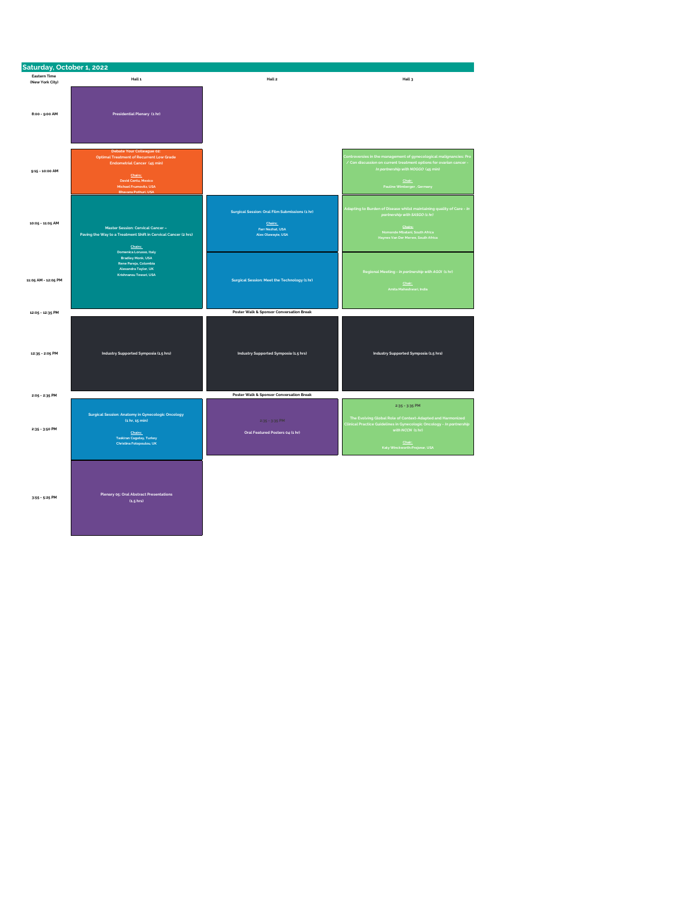## Saturday, October 1, 2022

| Eastern Time (New York City) | Hall 1 | Hall 2 | Hall 3 |
| --- | --- | --- | --- |
| 8:00 - 9:00 AM | Presidential Plenary (1 hr) | | |
| 9:15 - 10:00 AM | Debate Your Colleague 02: Optimal Treatment of Recurrent Low Grade Endometrial Cancer (45 min)<br><br>Chairs:<br>David Cantu, Mexico<br>Michael Frumovitz, USA<br>Bhavana Pothuri, USA | | Controversies in the management of gynecological malignancies: Pro / Con discussion on current treatment options for ovarian cancer - *In partnership with NOGGO* (45 min)<br><br>Chair:<br>Pauline Wimberger, Germany |
| 10:05 - 11:05 AM | Master Session: Cervical Cancer – Paving the Way to a Treatment Shift in Cervical Cancer (2 hrs)<br><br>Chairs:<br>Domenica Lorusso, Italy<br>Bradley Monk, USA<br>Rene Pareja, Colombia<br>Alexandra Taylor, UK<br>Krishnansu Tewari, USA | Surgical Session: Oral Film Submissions (1 hr)<br><br>Chairs:<br>Farr Nezhat, USA<br>Alex Olawaiye, USA | Adapting to Burden of Disease whilst maintaining quality of Care - *In partnership with SASGO* (1 hr)<br><br>Chairs:<br>Nomonde Mbatani, South Africa<br>Haynes Van Der Merwe, South Africa |
| 11:05 AM - 12:05 PM | | Surgical Session: Meet the Technology (1 hr) | Regional Meeting - *In partnership with AGOI* (1 hr)<br><br>Chair:<br>Amita Maheshwari, India |
| 12:05 - 12:35 PM | | Poster Walk & Sponsor Conversation Break | |
| 12:35 - 2:05 PM | Industry Supported Symposia (1.5 hrs) | Industry Supported Symposia (1.5 hrs) | Industry Supported Symposia (1.5 hrs) |
| 2:05 - 2:35 PM | | Poster Walk & Sponsor Conversation Break | |
| 2:35 - 3:50 PM | Surgical Session: Anatomy in Gynecologic Oncology (1 hr, 15 min)<br><br>Chairs:<br>Taskiran Cagatay, Turkey<br>Christina Fotopoulou, UK | 2:35 - 3:35 PM<br><br>Oral Featured Posters 04 (1 hr) | 2:35 - 3:35 PM<br><br>The Evolving Global Role of Context-Adapted and Harmonized Clinical Practice Guidelines in Gynecologic Oncology - *In partnership with NCCN* (1 hr)<br><br>Chair:<br>Katy Winckworth-Prejsnar, USA |
| 3:55 - 5:25 PM | Plenary 05: Oral Abstract Presentations (1.5 hrs) | | |